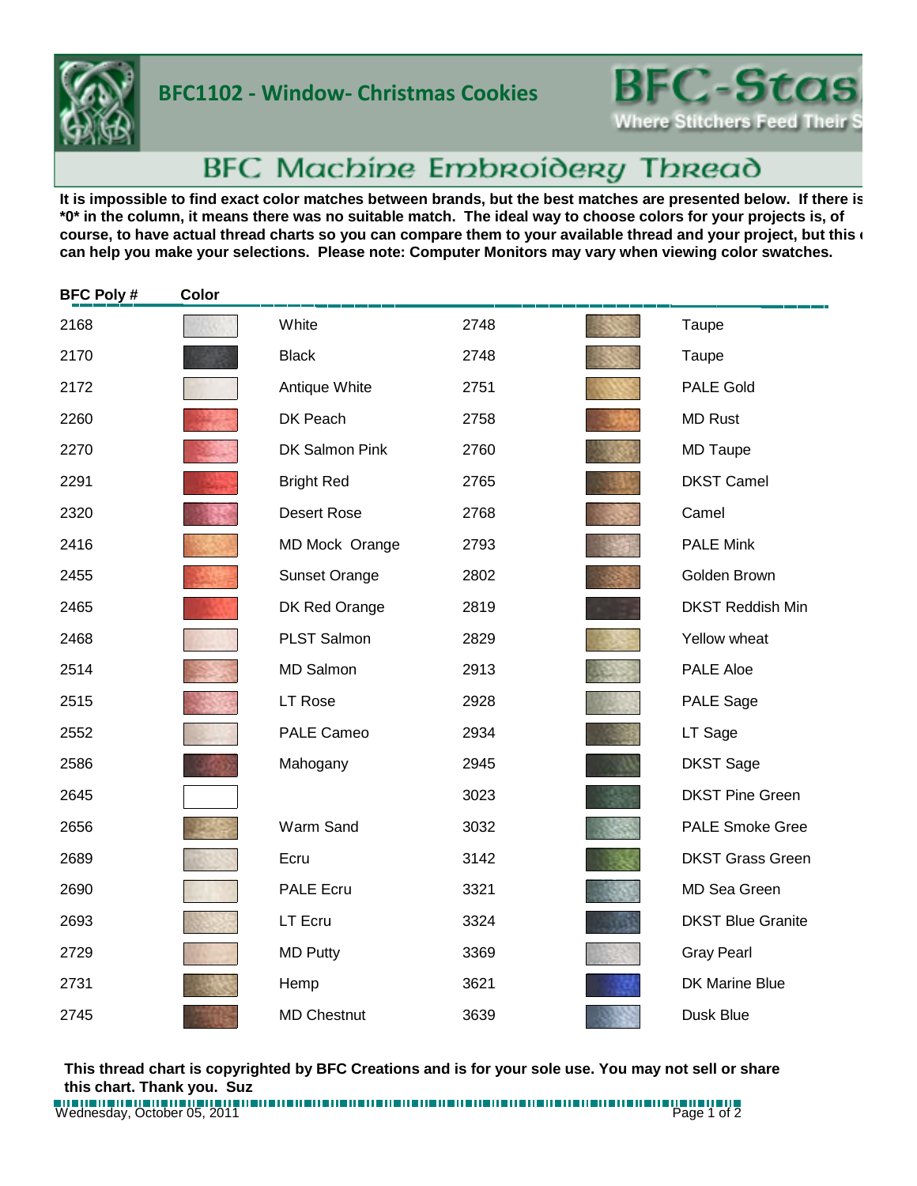# BFC1102 - Window- Christmas Cookies

BFC-Stas
Where Stitchers Feed Their S

## BFC Machine Embroidery Thread

**It is impossible to find exact color matches between brands, but the best matches are presented below. If there is *0* in the column, it means there was no suitable match. The ideal way to choose colors for your projects is, of course, to have actual thread charts so you can compare them to your available thread and your project, but this can help you make your selections. Please note: Computer Monitors may vary when viewing color swatches.**

| BFC Poly # | Color | | | | |
|---|---|---|---|---|---|
| 2168 | | White | 2748 | | Taupe |
| 2170 | | Black | 2748 | | Taupe |
| 2172 | | Antique White | 2751 | | PALE Gold |
| 2260 | | DK Peach | 2758 | | MD Rust |
| 2270 | | DK Salmon Pink | 2760 | | MD Taupe |
| 2291 | | Bright Red | 2765 | | DKST Camel |
| 2320 | | Desert Rose | 2768 | | Camel |
| 2416 | | MD Mock Orange | 2793 | | PALE Mink |
| 2455 | | Sunset Orange | 2802 | | Golden Brown |
| 2465 | | DK Red Orange | 2819 | | DKST Reddish Min |
| 2468 | | PLST Salmon | 2829 | | Yellow wheat |
| 2514 | | MD Salmon | 2913 | | PALE Aloe |
| 2515 | | LT Rose | 2928 | | PALE Sage |
| 2552 | | PALE Cameo | 2934 | | LT Sage |
| 2586 | | Mahogany | 2945 | | DKST Sage |
| 2645 | | | 3023 | | DKST Pine Green |
| 2656 | | Warm Sand | 3032 | | PALE Smoke Gree |
| 2689 | | Ecru | 3142 | | DKST Grass Green |
| 2690 | | PALE Ecru | 3321 | | MD Sea Green |
| 2693 | | LT Ecru | 3324 | | DKST Blue Granite |
| 2729 | | MD Putty | 3369 | | Gray Pearl |
| 2731 | | Hemp | 3621 | | DK Marine Blue |
| 2745 | | MD Chestnut | 3639 | | Dusk Blue |

**This thread chart is copyrighted by BFC Creations and is for your sole use. You may not sell or share this chart. Thank you. Suz**

Wednesday, October 05, 2011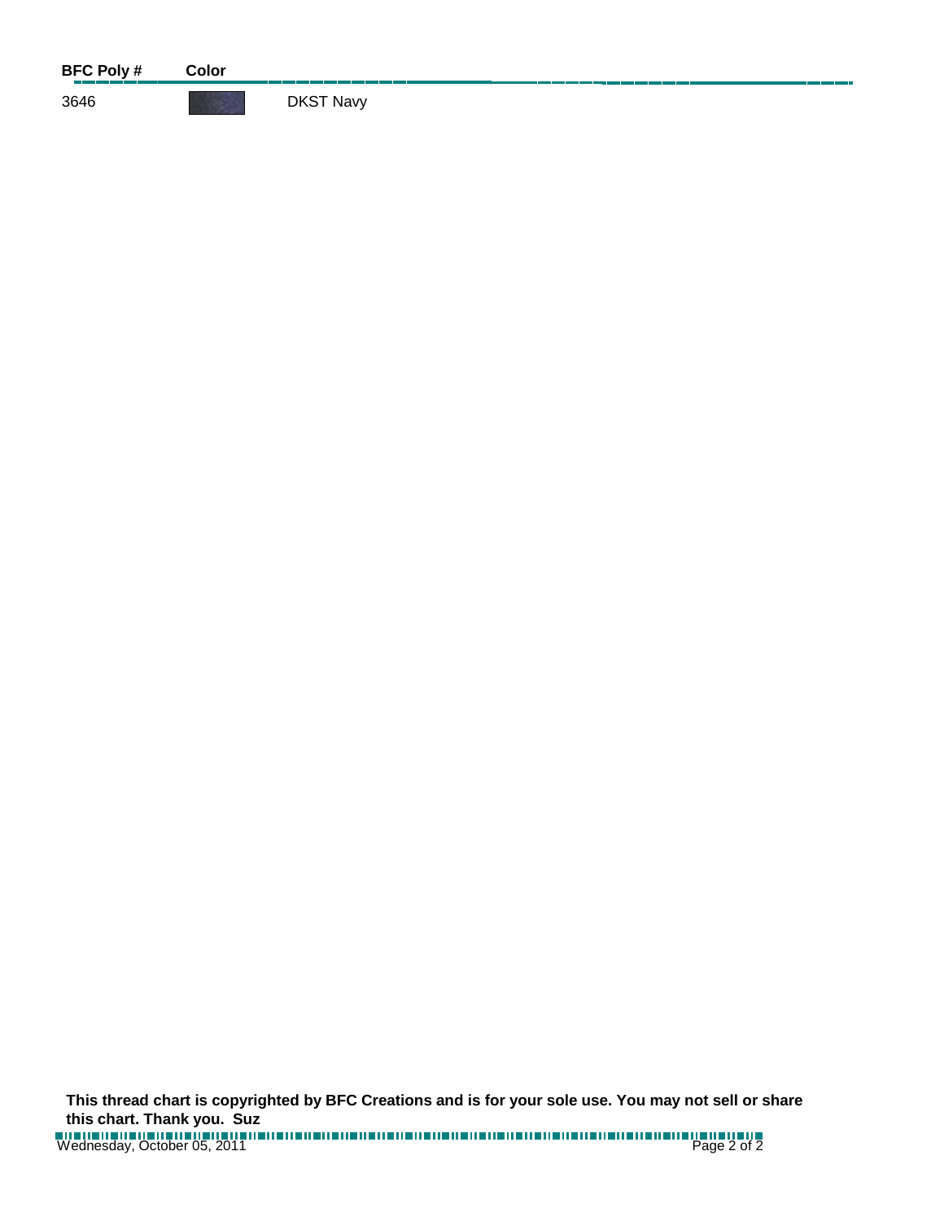| BFC Poly # | Color | |
|---|---|---|
| 3646 | | DKST Navy |

**This thread chart is copyrighted by BFC Creations and is for your sole use. You may not sell or share this chart. Thank you. Suz**

Wednesday, October 05, 2011